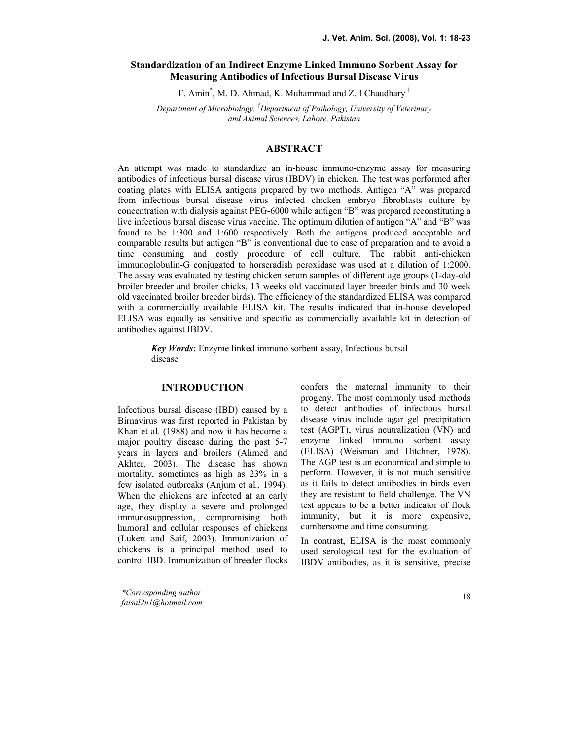# Standardization of an Indirect Enzyme Linked Immuno Sorbent Assay for Measuring Antibodies of Infectious Bursal Disease Virus

F. Amin*, M. D. Ahmad, K. Muhammad and Z. I Chaudhary†

*Department of Microbiology, †Department of Pathology, University of Veterinary and Animal Sciences, Lahore, Pakistan*

## ABSTRACT

An attempt was made to standardize an in-house immuno-enzyme assay for measuring antibodies of infectious bursal disease virus (IBDV) in chicken. The test was performed after coating plates with ELISA antigens prepared by two methods. Antigen "A" was prepared from infectious bursal disease virus infected chicken embryo fibroblasts culture by concentration with dialysis against PEG-6000 while antigen "B" was prepared reconstituting a live infectious bursal disease virus vaccine. The optimum dilution of antigen "A" and "B" was found to be 1:300 and 1:600 respectively. Both the antigens produced acceptable and comparable results but antigen "B" is conventional due to ease of preparation and to avoid a time consuming and costly procedure of cell culture. The rabbit anti-chicken immunoglobulin-G conjugated to horseradish peroxidase was used at a dilution of 1:2000. The assay was evaluated by testing chicken serum samples of different age groups (1-day-old broiler breeder and broiler chicks, 13 weeks old vaccinated layer breeder birds and 30 week old vaccinated broiler breeder birds). The efficiency of the standardized ELISA was compared with a commercially available ELISA kit. The results indicated that in-house developed ELISA was equally as sensitive and specific as commercially available kit in detection of antibodies against IBDV.

***Key Words*:** Enzyme linked immuno sorbent assay, Infectious bursal disease

## INTRODUCTION

Infectious bursal disease (IBD) caused by a Birnavirus was first reported in Pakistan by Khan et al*.* (1988) and now it has become a major poultry disease during the past 5-7 years in layers and broilers (Ahmed and Akhter, 2003). The disease has shown mortality, sometimes as high as 23% in a few isolated outbreaks (Anjum et al*.,* 1994). When the chickens are infected at an early age, they display a severe and prolonged immunosuppression, compromising both humoral and cellular responses of chickens (Lukert and Saif, 2003). Immunization of chickens is a principal method used to control IBD. Immunization of breeder flocks confers the maternal immunity to their progeny. The most commonly used methods to detect antibodies of infectious bursal disease virus include agar gel precipitation test (AGPT), virus neutralization (VN) and enzyme linked immuno sorbent assay (ELISA) (Weisman and Hitchner, 1978). The AGP test is an economical and simple to perform. However, it is not much sensitive as it fails to detect antibodies in birds even they are resistant to field challenge. The VN test appears to be a better indicator of flock immunity, but it is more expensive, cumbersome and time consuming.

In contrast, ELISA is the most commonly used serological test for the evaluation of IBDV antibodies, as it is sensitive, precise

*Corresponding author
faisal2u1@hotmail.com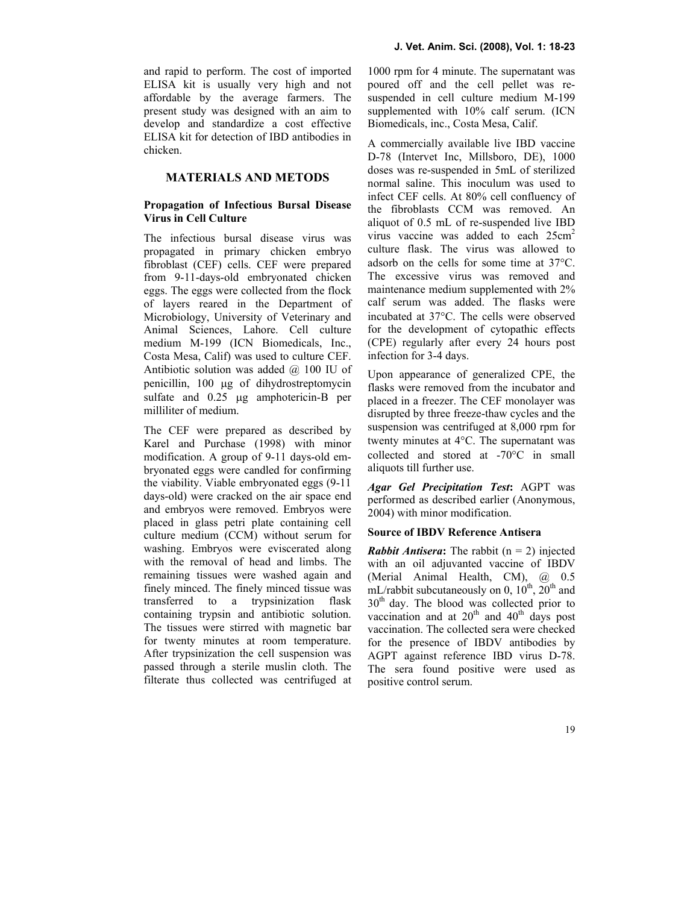and rapid to perform. The cost of imported ELISA kit is usually very high and not affordable by the average farmers. The present study was designed with an aim to develop and standardize a cost effective ELISA kit for detection of IBD antibodies in chicken.

## MATERIALS AND METODS

### Propagation of Infectious Bursal Disease Virus in Cell Culture

The infectious bursal disease virus was propagated in primary chicken embryo fibroblast (CEF) cells. CEF were prepared from 9-11-days-old embryonated chicken eggs. The eggs were collected from the flock of layers reared in the Department of Microbiology, University of Veterinary and Animal Sciences, Lahore. Cell culture medium M-199 (ICN Biomedicals, Inc., Costa Mesa, Calif) was used to culture CEF. Antibiotic solution was added @ 100 IU of penicillin, 100 μg of dihydrostreptomycin sulfate and 0.25 μg amphotericin-B per milliliter of medium.

The CEF were prepared as described by Karel and Purchase (1998) with minor modification. A group of 9-11 days-old embryonated eggs were candled for confirming the viability. Viable embryonated eggs (9-11 days-old) were cracked on the air space end and embryos were removed. Embryos were placed in glass petri plate containing cell culture medium (CCM) without serum for washing. Embryos were eviscerated along with the removal of head and limbs. The remaining tissues were washed again and finely minced. The finely minced tissue was transferred to a trypsinization flask containing trypsin and antibiotic solution. The tissues were stirred with magnetic bar for twenty minutes at room temperature. After trypsinization the cell suspension was passed through a sterile muslin cloth. The filterate thus collected was centrifuged at 1000 rpm for 4 minute. The supernatant was poured off and the cell pellet was re-suspended in cell culture medium M-199 supplemented with 10% calf serum. (ICN Biomedicals, inc., Costa Mesa, Calif.

A commercially available live IBD vaccine D-78 (Intervet Inc, Millsboro, DE), 1000 doses was re-suspended in 5mL of sterilized normal saline. This inoculum was used to infect CEF cells. At 80% cell confluency of the fibroblasts CCM was removed. An aliquot of 0.5 mL of re-suspended live IBD virus vaccine was added to each $25cm^2$ culture flask. The virus was allowed to adsorb on the cells for some time at 37°C. The excessive virus was removed and maintenance medium supplemented with 2% calf serum was added. The flasks were incubated at 37°C. The cells were observed for the development of cytopathic effects (CPE) regularly after every 24 hours post infection for 3-4 days.

Upon appearance of generalized CPE, the flasks were removed from the incubator and placed in a freezer. The CEF monolayer was disrupted by three freeze-thaw cycles and the suspension was centrifuged at 8,000 rpm for twenty minutes at 4°C. The supernatant was collected and stored at -70°C in small aliquots till further use.

***Agar Gel Precipitation Test*:** AGPT was performed as described earlier (Anonymous, 2004) with minor modification.

### Source of IBDV Reference Antisera

***Rabbit Antisera*:** The rabbit (n = 2) injected with an oil adjuvanted vaccine of IBDV (Merial Animal Health, CM), @ 0.5 mL/rabbit subcutaneously on 0, $10^{th}$, $20^{th}$ and $30^{th}$ day. The blood was collected prior to vaccination and at $20^{th}$ and $40^{th}$ days post vaccination. The collected sera were checked for the presence of IBDV antibodies by AGPT against reference IBD virus D-78. The sera found positive were used as positive control serum.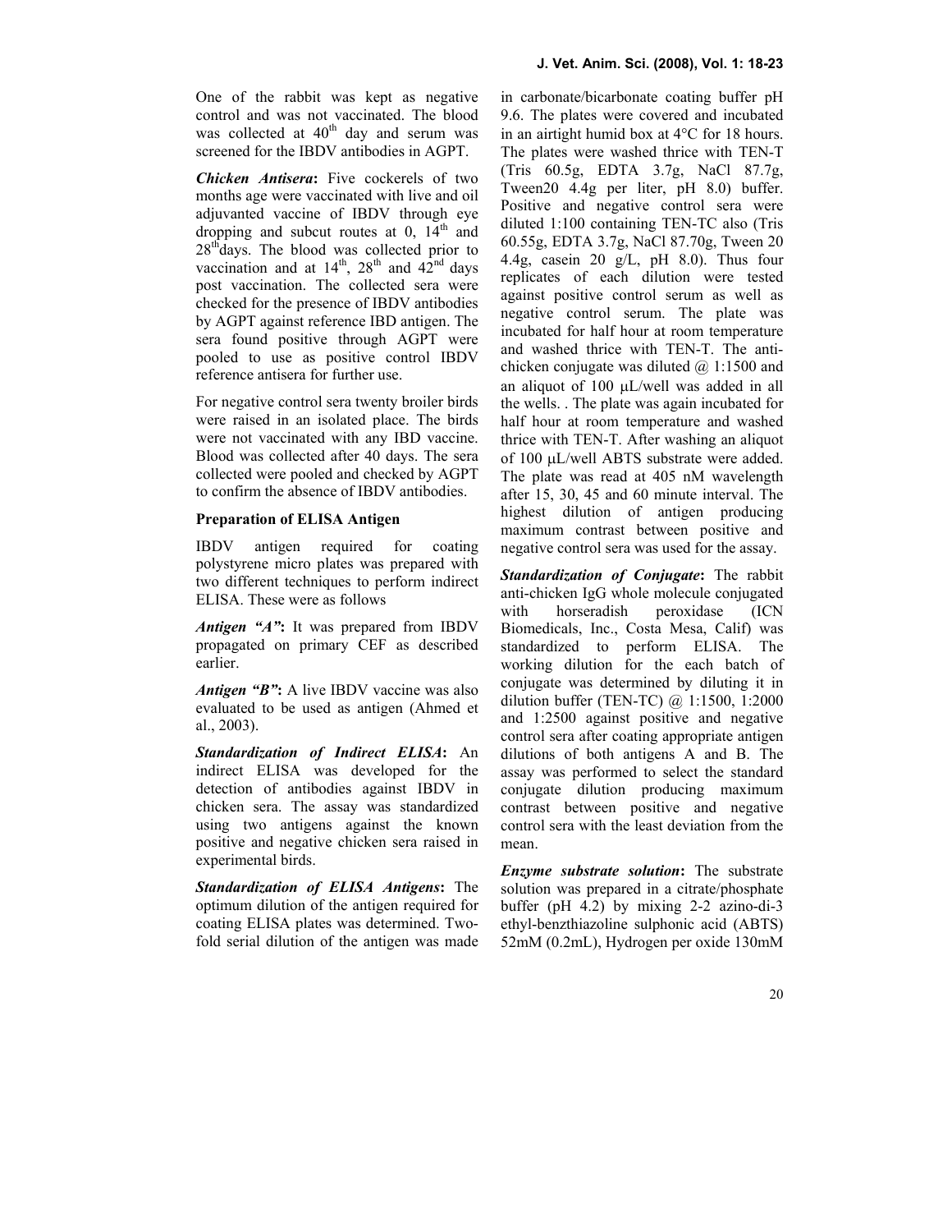One of the rabbit was kept as negative control and was not vaccinated. The blood was collected at $40^{th}$ day and serum was screened for the IBDV antibodies in AGPT.

***Chicken Antisera*:** Five cockerels of two months age were vaccinated with live and oil adjuvanted vaccine of IBDV through eye dropping and subcut routes at 0, $14^{th}$ and $28^{th}$days. The blood was collected prior to vaccination and at $14^{th}$, $28^{th}$ and $42^{nd}$ days post vaccination. The collected sera were checked for the presence of IBDV antibodies by AGPT against reference IBD antigen. The sera found positive through AGPT were pooled to use as positive control IBDV reference antisera for further use.

For negative control sera twenty broiler birds were raised in an isolated place. The birds were not vaccinated with any IBD vaccine. Blood was collected after 40 days. The sera collected were pooled and checked by AGPT to confirm the absence of IBDV antibodies.

**Preparation of ELISA Antigen**

IBDV antigen required for coating polystyrene micro plates was prepared with two different techniques to perform indirect ELISA. These were as follows

***Antigen "A"*:** It was prepared from IBDV propagated on primary CEF as described earlier.

***Antigen "B"*:** A live IBDV vaccine was also evaluated to be used as antigen (Ahmed et al., 2003).

***Standardization of Indirect ELISA*:** An indirect ELISA was developed for the detection of antibodies against IBDV in chicken sera. The assay was standardized using two antigens against the known positive and negative chicken sera raised in experimental birds.

***Standardization of ELISA Antigens*:** The optimum dilution of the antigen required for coating ELISA plates was determined. Two-fold serial dilution of the antigen was made in carbonate/bicarbonate coating buffer pH 9.6. The plates were covered and incubated in an airtight humid box at 4°C for 18 hours. The plates were washed thrice with TEN-T (Tris 60.5g, EDTA 3.7g, NaCl 87.7g, Tween20 4.4g per liter, pH 8.0) buffer. Positive and negative control sera were diluted 1:100 containing TEN-TC also (Tris 60.55g, EDTA 3.7g, NaCl 87.70g, Tween 20 4.4g, casein 20 g/L, pH 8.0). Thus four replicates of each dilution were tested against positive control serum as well as negative control serum. The plate was incubated for half hour at room temperature and washed thrice with TEN-T. The anti-chicken conjugate was diluted @ 1:1500 and an aliquot of 100 µL/well was added in all the wells. . The plate was again incubated for half hour at room temperature and washed thrice with TEN-T. After washing an aliquot of 100 µL/well ABTS substrate were added. The plate was read at 405 nM wavelength after 15, 30, 45 and 60 minute interval. The highest dilution of antigen producing maximum contrast between positive and negative control sera was used for the assay.

***Standardization of Conjugate*:** The rabbit anti-chicken IgG whole molecule conjugated with horseradish peroxidase (ICN Biomedicals, Inc., Costa Mesa, Calif) was standardized to perform ELISA. The working dilution for the each batch of conjugate was determined by diluting it in dilution buffer (TEN-TC) @ 1:1500, 1:2000 and 1:2500 against positive and negative control sera after coating appropriate antigen dilutions of both antigens A and B. The assay was performed to select the standard conjugate dilution producing maximum contrast between positive and negative control sera with the least deviation from the mean.

***Enzyme substrate solution*:** The substrate solution was prepared in a citrate/phosphate buffer (pH 4.2) by mixing 2-2 azino-di-3 ethyl-benzthiazoline sulphonic acid (ABTS) 52mM (0.2mL), Hydrogen per oxide 130mM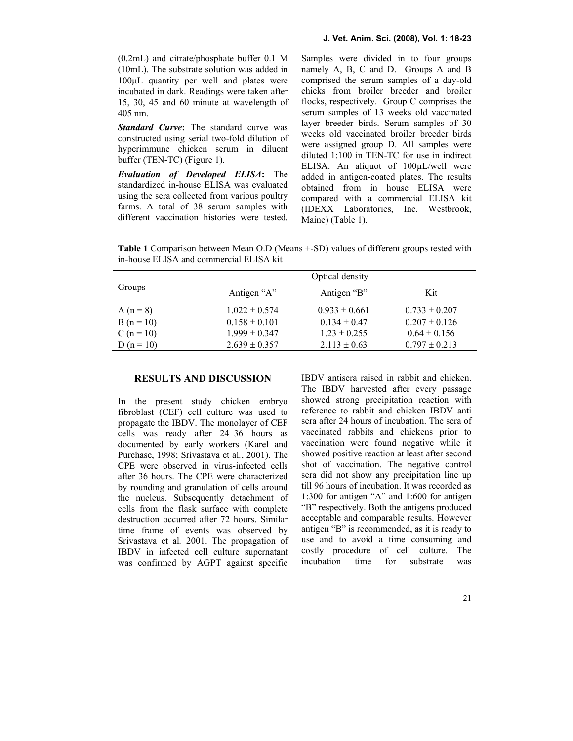(0.2mL) and citrate/phosphate buffer 0.1 M (10mL). The substrate solution was added in 100µL quantity per well and plates were incubated in dark. Readings were taken after 15, 30, 45 and 60 minute at wavelength of 405 nm.

***Standard Curve*:** The standard curve was constructed using serial two-fold dilution of hyperimmune chicken serum in diluent buffer (TEN-TC) (Figure 1).

***Evaluation of Developed ELISA*:** The standardized in-house ELISA was evaluated using the sera collected from various poultry farms. A total of 38 serum samples with different vaccination histories were tested. Samples were divided in to four groups namely A, B, C and D. Groups A and B comprised the serum samples of a day-old chicks from broiler breeder and broiler flocks, respectively. Group C comprises the serum samples of 13 weeks old vaccinated layer breeder birds. Serum samples of 30 weeks old vaccinated broiler breeder birds were assigned group D. All samples were diluted 1:100 in TEN-TC for use in indirect ELISA. An aliquot of 100µL/well were added in antigen-coated plates. The results obtained from in house ELISA were compared with a commercial ELISA kit (IDEXX Laboratories, Inc. Westbrook, Maine) (Table 1).

**Table 1** Comparison between Mean O.D (Means +-SD) values of different groups tested with in-house ELISA and commercial ELISA kit

| Groups | Optical density | | |
|---|---|---|---|
| | Antigen "A" | Antigen "B" | Kit |
| A (n = 8) | 1.022 ± 0.574 | 0.933 ± 0.661 | 0.733 ± 0.207 |
| B (n = 10) | 0.158 ± 0.101 | 0.134 ± 0.47 | 0.207 ± 0.126 |
| C (n = 10) | 1.999 ± 0.347 | 1.23 ± 0.255 | 0.64 ± 0.156 |
| D (n = 10) | 2.639 ± 0.357 | 2.113 ± 0.63 | 0.797 ± 0.213 |

## RESULTS AND DISCUSSION

In the present study chicken embryo fibroblast (CEF) cell culture was used to propagate the IBDV. The monolayer of CEF cells was ready after 24–36 hours as documented by early workers (Karel and Purchase, 1998; Srivastava et al*.*, 2001). The CPE were observed in virus-infected cells after 36 hours. The CPE were characterized by rounding and granulation of cells around the nucleus. Subsequently detachment of cells from the flask surface with complete destruction occurred after 72 hours. Similar time frame of events was observed by Srivastava et al*.* 2001. The propagation of IBDV in infected cell culture supernatant was confirmed by AGPT against specific IBDV antisera raised in rabbit and chicken. The IBDV harvested after every passage showed strong precipitation reaction with reference to rabbit and chicken IBDV anti sera after 24 hours of incubation. The sera of vaccinated rabbits and chickens prior to vaccination were found negative while it showed positive reaction at least after second shot of vaccination. The negative control sera did not show any precipitation line up till 96 hours of incubation. It was recorded as 1:300 for antigen "A" and 1:600 for antigen "B" respectively. Both the antigens produced acceptable and comparable results. However antigen "B" is recommended, as it is ready to use and to avoid a time consuming and costly procedure of cell culture. The incubation time for substrate was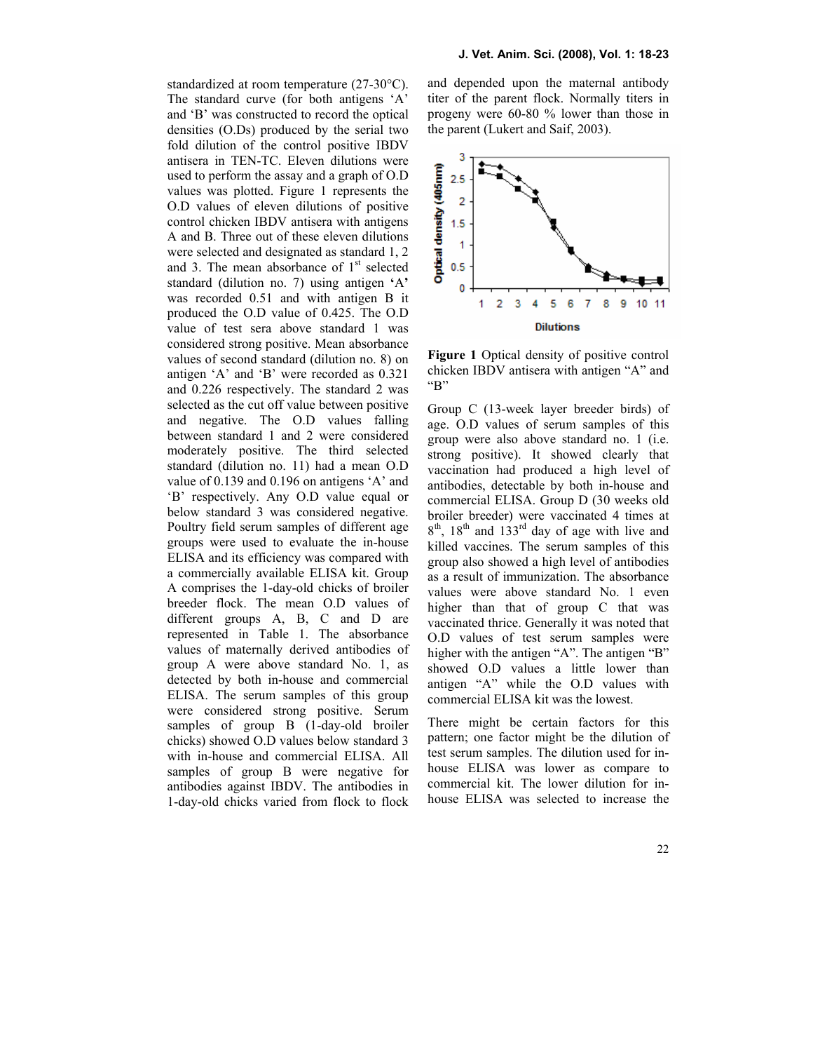standardized at room temperature (27-30°C). The standard curve (for both antigens 'A' and 'B' was constructed to record the optical densities (O.Ds) produced by the serial two fold dilution of the control positive IBDV antisera in TEN-TC. Eleven dilutions were used to perform the assay and a graph of O.D values was plotted. Figure 1 represents the O.D values of eleven dilutions of positive control chicken IBDV antisera with antigens A and B. Three out of these eleven dilutions were selected and designated as standard 1, 2 and 3. The mean absorbance of 1st selected standard (dilution no. 7) using antigen 'A' was recorded 0.51 and with antigen B it produced the O.D value of 0.425. The O.D value of test sera above standard 1 was considered strong positive. Mean absorbance values of second standard (dilution no. 8) on antigen 'A' and 'B' were recorded as 0.321 and 0.226 respectively. The standard 2 was selected as the cut off value between positive and negative. The O.D values falling between standard 1 and 2 were considered moderately positive. The third selected standard (dilution no. 11) had a mean O.D value of 0.139 and 0.196 on antigens 'A' and 'B' respectively. Any O.D value equal or below standard 3 was considered negative. Poultry field serum samples of different age groups were used to evaluate the in-house ELISA and its efficiency was compared with a commercially available ELISA kit. Group A comprises the 1-day-old chicks of broiler breeder flock. The mean O.D values of different groups A, B, C and D are represented in Table 1. The absorbance values of maternally derived antibodies of group A were above standard No. 1, as detected by both in-house and commercial ELISA. The serum samples of this group were considered strong positive. Serum samples of group B (1-day-old broiler chicks) showed O.D values below standard 3 with in-house and commercial ELISA. All samples of group B were negative for antibodies against IBDV. The antibodies in 1-day-old chicks varied from flock to flock and depended upon the maternal antibody titer of the parent flock. Normally titers in progeny were 60-80 % lower than those in the parent (Lukert and Saif, 2003).

**Figure 1** Optical density of positive control chicken IBDV antisera with antigen "A" and "B"

Group C (13-week layer breeder birds) of age. O.D values of serum samples of this group were also above standard no. 1 (i.e. strong positive). It showed clearly that vaccination had produced a high level of antibodies, detectable by both in-house and commercial ELISA. Group D (30 weeks old broiler breeder) were vaccinated 4 times at 8th, 18th and 133rd day of age with live and killed vaccines. The serum samples of this group also showed a high level of antibodies as a result of immunization. The absorbance values were above standard No. 1 even higher than that of group C that was vaccinated thrice. Generally it was noted that O.D values of test serum samples were higher with the antigen "A". The antigen "B" showed O.D values a little lower than antigen "A" while the O.D values with commercial ELISA kit was the lowest.

There might be certain factors for this pattern; one factor might be the dilution of test serum samples. The dilution used for in-house ELISA was lower as compare to commercial kit. The lower dilution for in-house ELISA was selected to increase the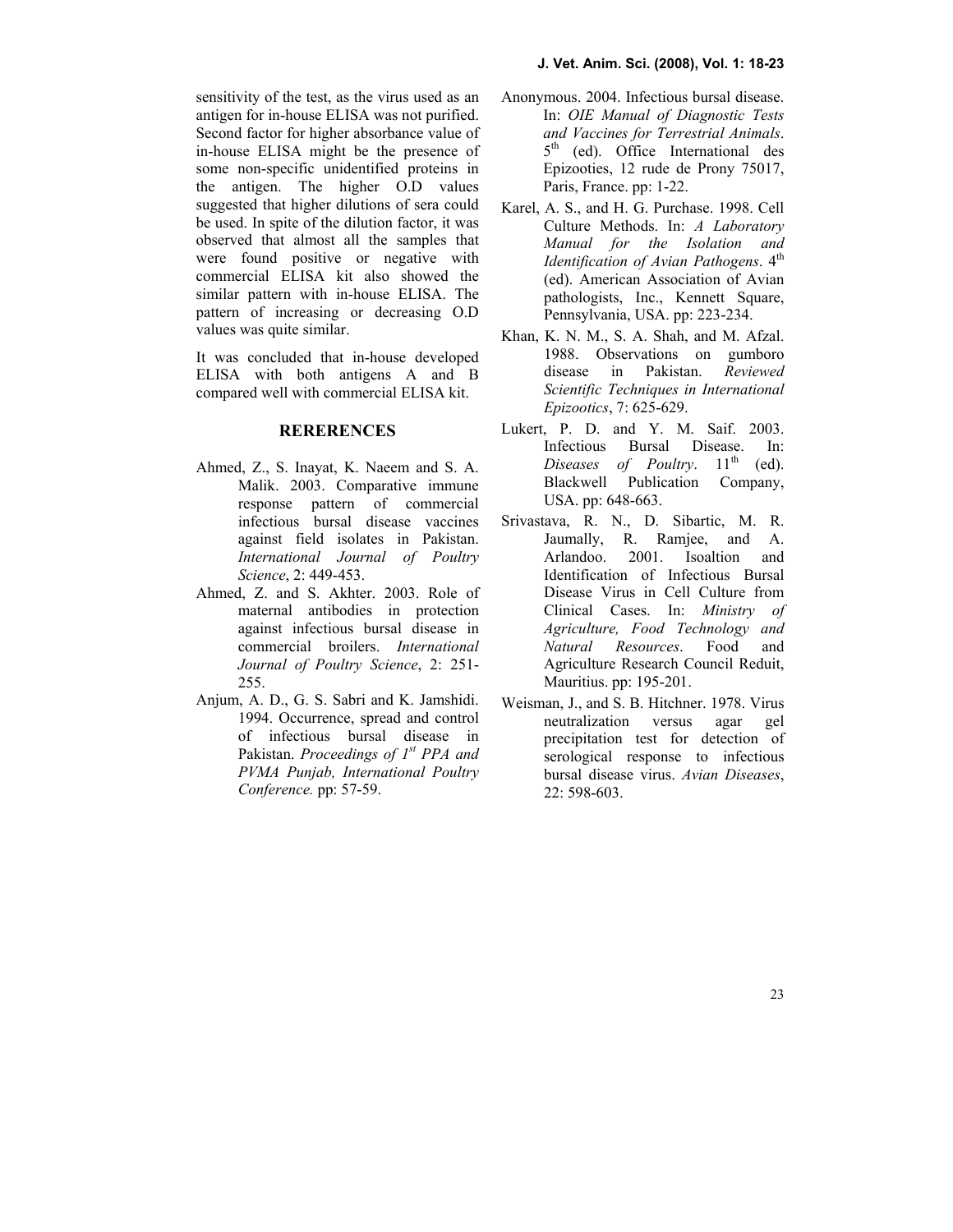sensitivity of the test, as the virus used as an antigen for in-house ELISA was not purified. Second factor for higher absorbance value of in-house ELISA might be the presence of some non-specific unidentified proteins in the antigen. The higher O.D values suggested that higher dilutions of sera could be used. In spite of the dilution factor, it was observed that almost all the samples that were found positive or negative with commercial ELISA kit also showed the similar pattern with in-house ELISA. The pattern of increasing or decreasing O.D values was quite similar.

It was concluded that in-house developed ELISA with both antigens A and B compared well with commercial ELISA kit.

## RERERENCES

Ahmed, Z., S. Inayat, K. Naeem and S. A. Malik. 2003. Comparative immune response pattern of commercial infectious bursal disease vaccines against field isolates in Pakistan. *International Journal of Poultry Science*, 2: 449-453.

Ahmed, Z. and S. Akhter. 2003. Role of maternal antibodies in protection against infectious bursal disease in commercial broilers. *International Journal of Poultry Science*, 2: 251-255.

Anjum, A. D., G. S. Sabri and K. Jamshidi. 1994. Occurrence, spread and control of infectious bursal disease in Pakistan. *Proceedings of 1st PPA and PVMA Punjab, International Poultry Conference.* pp: 57-59.

Anonymous. 2004. Infectious bursal disease. In: *OIE Manual of Diagnostic Tests and Vaccines for Terrestrial Animals*. 5th (ed). Office International des Epizooties, 12 rude de Prony 75017, Paris, France. pp: 1-22.

Karel, A. S., and H. G. Purchase. 1998. Cell Culture Methods. In: *A Laboratory Manual for the Isolation and Identification of Avian Pathogens*. 4th (ed). American Association of Avian pathologists, Inc., Kennett Square, Pennsylvania, USA. pp: 223-234.

Khan, K. N. M., S. A. Shah, and M. Afzal. 1988. Observations on gumboro disease in Pakistan. *Reviewed Scientific Techniques in International Epizootics*, 7: 625-629.

Lukert, P. D. and Y. M. Saif. 2003. Infectious Bursal Disease. In: *Diseases of Poultry*. 11th (ed). Blackwell Publication Company, USA. pp: 648-663.

Srivastava, R. N., D. Sibartic, M. R. Jaumally, R. Ramjee, and A. Arlandoo. 2001. Isoaltion and Identification of Infectious Bursal Disease Virus in Cell Culture from Clinical Cases. In: *Ministry of Agriculture, Food Technology and Natural Resources*. Food and Agriculture Research Council Reduit, Mauritius. pp: 195-201.

Weisman, J., and S. B. Hitchner. 1978. Virus neutralization versus agar gel precipitation test for detection of serological response to infectious bursal disease virus. *Avian Diseases*, 22: 598-603.